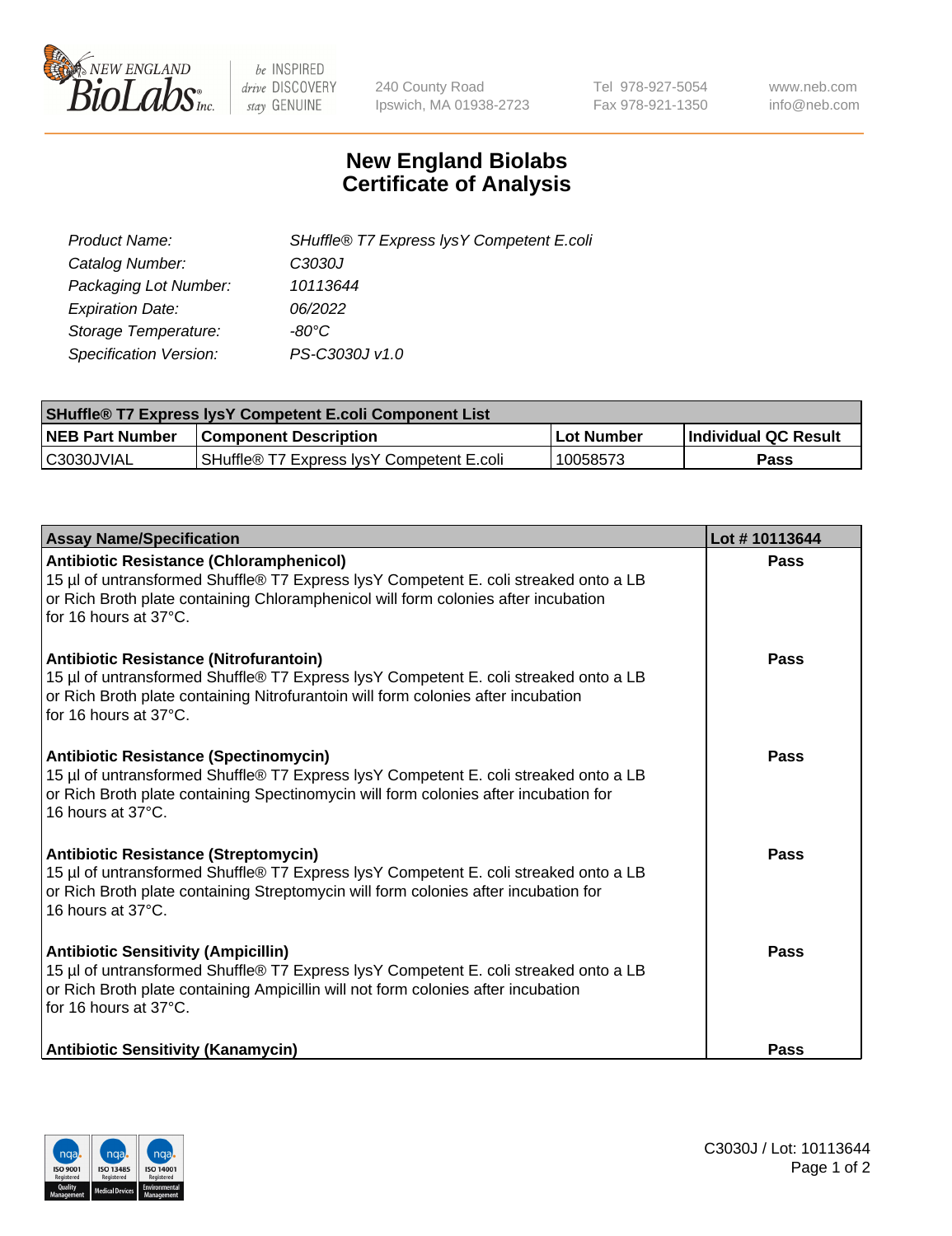be INSPIRED drive DISCOVERY stay GENUINE

240 County Road
Ipswich, MA 01938-2723

Tel 978-927-5054
Fax 978-921-1350

www.neb.com
info@neb.com

# New England Biolabs Certificate of Analysis

| | |
|---|---|
| *Product Name:* | *SHuffle® T7 Express lysY Competent E.coli* |
| *Catalog Number:* | *C3030J* |
| *Packaging Lot Number:* | *10113644* |
| *Expiration Date:* | *06/2022* |
| *Storage Temperature:* | *-80°C* |
| *Specification Version:* | *PS-C3030J v1.0* |

| SHuffle® T7 Express lysY Competent E.coli Component List | | | |
|---|---|---|---|
| **NEB Part Number** | **Component Description** | **Lot Number** | **Individual QC Result** |
| C3030JVIAL | SHuffle® T7 Express lysY Competent E.coli | 10058573 | **Pass** |

| Assay Name/Specification | Lot # 10113644 |
|---|---|
| **Antibiotic Resistance (Chloramphenicol)**<br>15 µl of untransformed Shuffle® T7 Express lysY Competent E. coli streaked onto a LB or Rich Broth plate containing Chloramphenicol will form colonies after incubation for 16 hours at 37°C. | **Pass** |
| **Antibiotic Resistance (Nitrofurantoin)**<br>15 µl of untransformed Shuffle® T7 Express lysY Competent E. coli streaked onto a LB or Rich Broth plate containing Nitrofurantoin will form colonies after incubation for 16 hours at 37°C. | **Pass** |
| **Antibiotic Resistance (Spectinomycin)**<br>15 µl of untransformed Shuffle® T7 Express lysY Competent E. coli streaked onto a LB or Rich Broth plate containing Spectinomycin will form colonies after incubation for 16 hours at 37°C. | **Pass** |
| **Antibiotic Resistance (Streptomycin)**<br>15 µl of untransformed Shuffle® T7 Express lysY Competent E. coli streaked onto a LB or Rich Broth plate containing Streptomycin will form colonies after incubation for 16 hours at 37°C. | **Pass** |
| **Antibiotic Sensitivity (Ampicillin)**<br>15 µl of untransformed Shuffle® T7 Express lysY Competent E. coli streaked onto a LB or Rich Broth plate containing Ampicillin will not form colonies after incubation for 16 hours at 37°C. | **Pass** |
| **Antibiotic Sensitivity (Kanamycin)** | **Pass** |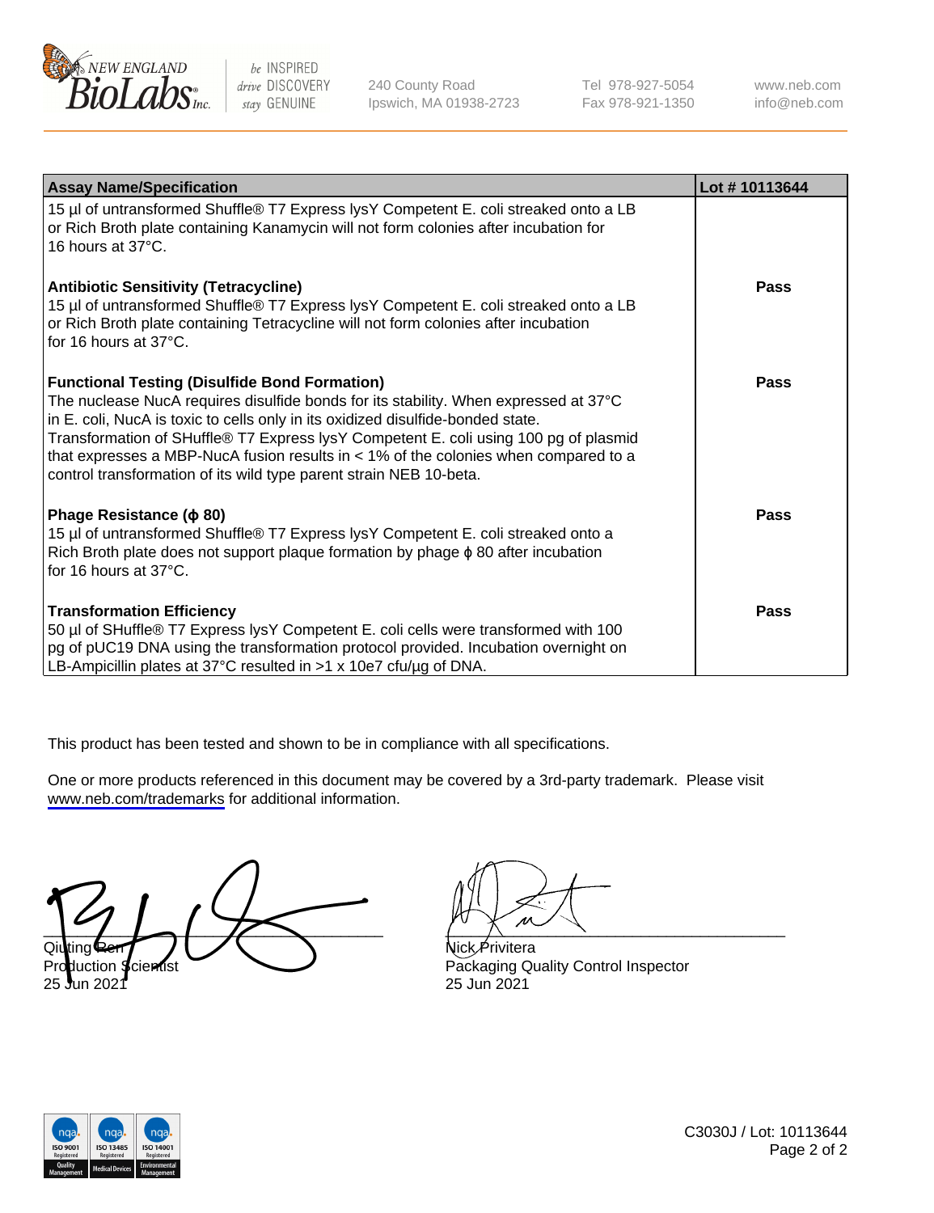| Assay Name/Specification | Lot # 10113644 |
|---|---|
| 15 µl of untransformed Shuffle® T7 Express lysY Competent E. coli streaked onto a LB or Rich Broth plate containing Kanamycin will not form colonies after incubation for 16 hours at 37°C. | |
| **Antibiotic Sensitivity (Tetracycline)**<br>15 µl of untransformed Shuffle® T7 Express lysY Competent E. coli streaked onto a LB or Rich Broth plate containing Tetracycline will not form colonies after incubation for 16 hours at 37°C. | **Pass** |
| **Functional Testing (Disulfide Bond Formation)**<br>The nuclease NucA requires disulfide bonds for its stability. When expressed at 37°C in E. coli, NucA is toxic to cells only in its oxidized disulfide-bonded state. Transformation of SHuffle® T7 Express lysY Competent E. coli using 100 pg of plasmid that expresses a MBP-NucA fusion results in < 1% of the colonies when compared to a control transformation of its wild type parent strain NEB 10-beta. | **Pass** |
| **Phage Resistance (ϕ 80)**<br>15 µl of untransformed Shuffle® T7 Express lysY Competent E. coli streaked onto a Rich Broth plate does not support plaque formation by phage ϕ 80 after incubation for 16 hours at 37°C. | **Pass** |
| **Transformation Efficiency**<br>50 µl of SHuffle® T7 Express lysY Competent E. coli cells were transformed with 100 pg of pUC19 DNA using the transformation protocol provided. Incubation overnight on LB-Ampicillin plates at 37°C resulted in >1 x 10e7 cfu/µg of DNA. | **Pass** |

This product has been tested and shown to be in compliance with all specifications.

One or more products referenced in this document may be covered by a 3rd-party trademark. Please visit www.neb.com/trademarks for additional information.

Qiuting Ren
Production Scientist
25 Jun 2021

Nick Privitera
Packaging Quality Control Inspector
25 Jun 2021

C3030J / Lot: 10113644